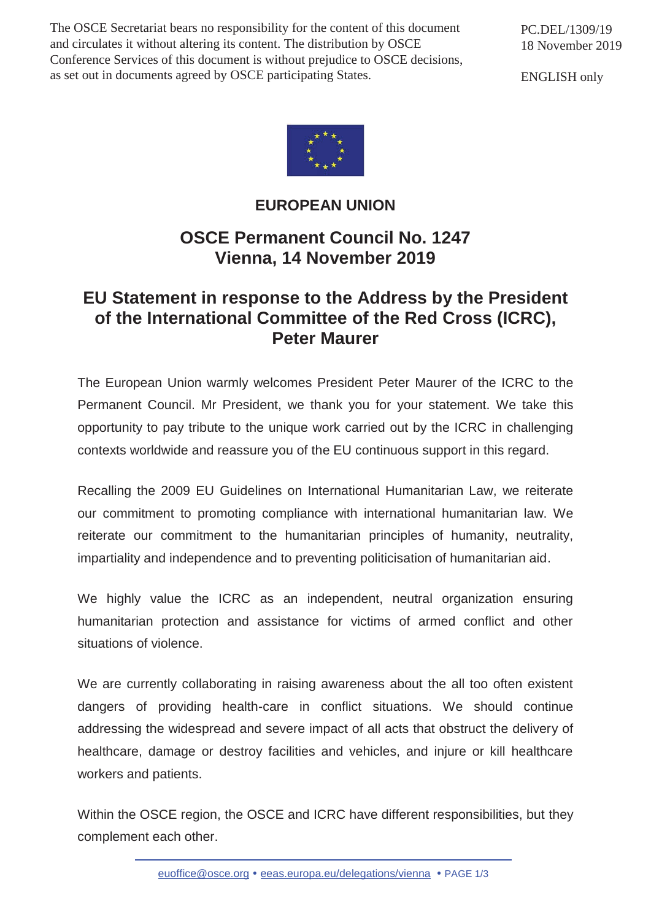The OSCE Secretariat bears no responsibility for the content of this document and circulates it without altering its content. The distribution by OSCE Conference Services of this document is without prejudice to OSCE decisions, as set out in documents agreed by OSCE participating States.

PC.DEL/1309/19
18 November 2019

ENGLISH only

**EUROPEAN UNION**

## OSCE Permanent Council No. 1247
## Vienna, 14 November 2019

# EU Statement in response to the Address by the President of the International Committee of the Red Cross (ICRC), Peter Maurer

The European Union warmly welcomes President Peter Maurer of the ICRC to the Permanent Council. Mr President, we thank you for your statement. We take this opportunity to pay tribute to the unique work carried out by the ICRC in challenging contexts worldwide and reassure you of the EU continuous support in this regard.

Recalling the 2009 EU Guidelines on International Humanitarian Law, we reiterate our commitment to promoting compliance with international humanitarian law. We reiterate our commitment to the humanitarian principles of humanity, neutrality, impartiality and independence and to preventing politicisation of humanitarian aid.

We highly value the ICRC as an independent, neutral organization ensuring humanitarian protection and assistance for victims of armed conflict and other situations of violence.

We are currently collaborating in raising awareness about the all too often existent dangers of providing health-care in conflict situations. We should continue addressing the widespread and severe impact of all acts that obstruct the delivery of healthcare, damage or destroy facilities and vehicles, and injure or kill healthcare workers and patients.

Within the OSCE region, the OSCE and ICRC have different responsibilities, but they complement each other.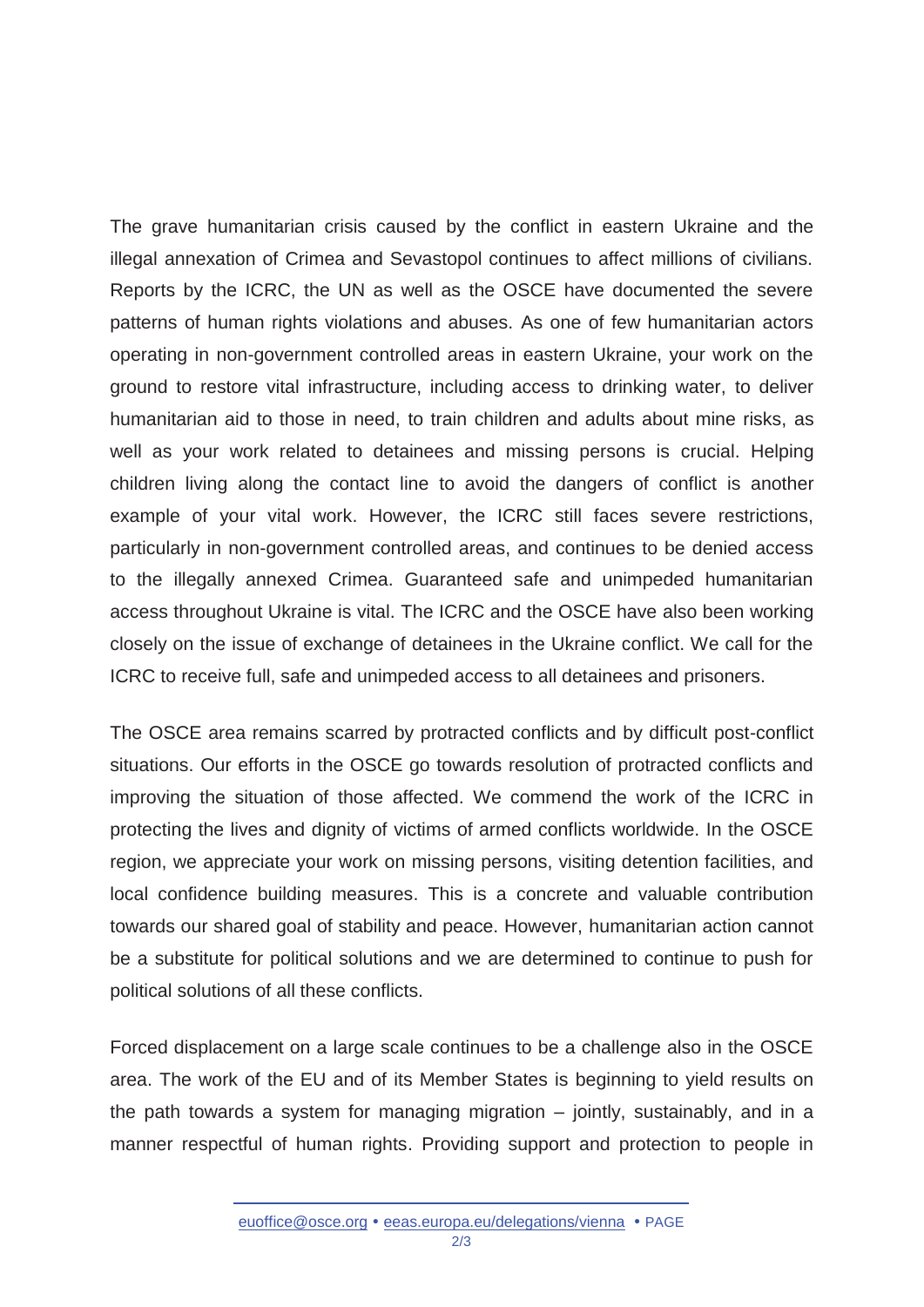The grave humanitarian crisis caused by the conflict in eastern Ukraine and the illegal annexation of Crimea and Sevastopol continues to affect millions of civilians. Reports by the ICRC, the UN as well as the OSCE have documented the severe patterns of human rights violations and abuses. As one of few humanitarian actors operating in non-government controlled areas in eastern Ukraine, your work on the ground to restore vital infrastructure, including access to drinking water, to deliver humanitarian aid to those in need, to train children and adults about mine risks, as well as your work related to detainees and missing persons is crucial. Helping children living along the contact line to avoid the dangers of conflict is another example of your vital work. However, the ICRC still faces severe restrictions, particularly in non-government controlled areas, and continues to be denied access to the illegally annexed Crimea. Guaranteed safe and unimpeded humanitarian access throughout Ukraine is vital. The ICRC and the OSCE have also been working closely on the issue of exchange of detainees in the Ukraine conflict. We call for the ICRC to receive full, safe and unimpeded access to all detainees and prisoners.

The OSCE area remains scarred by protracted conflicts and by difficult post-conflict situations. Our efforts in the OSCE go towards resolution of protracted conflicts and improving the situation of those affected. We commend the work of the ICRC in protecting the lives and dignity of victims of armed conflicts worldwide. In the OSCE region, we appreciate your work on missing persons, visiting detention facilities, and local confidence building measures. This is a concrete and valuable contribution towards our shared goal of stability and peace. However, humanitarian action cannot be a substitute for political solutions and we are determined to continue to push for political solutions of all these conflicts.

Forced displacement on a large scale continues to be a challenge also in the OSCE area. The work of the EU and of its Member States is beginning to yield results on the path towards a system for managing migration – jointly, sustainably, and in a manner respectful of human rights. Providing support and protection to people in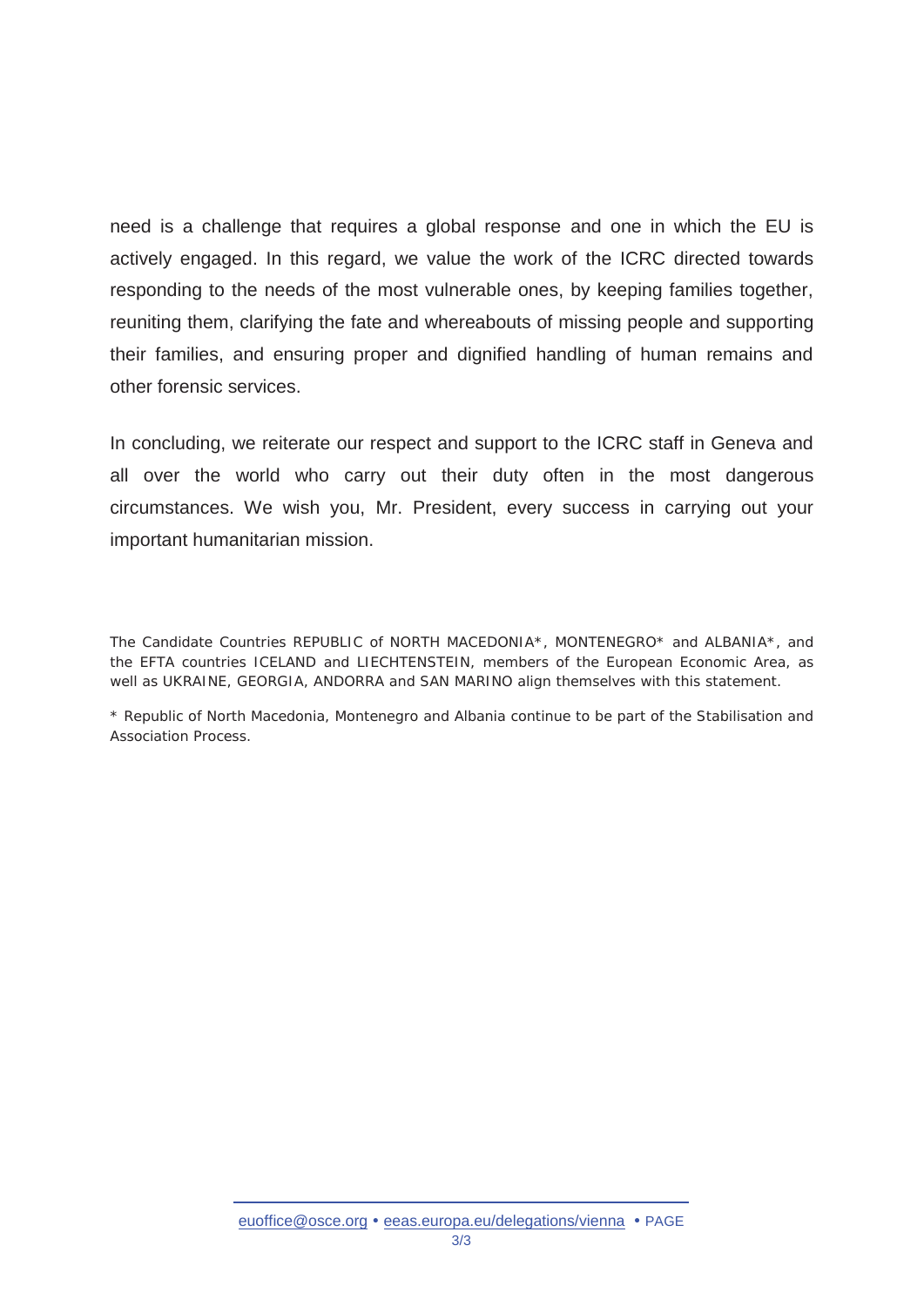need is a challenge that requires a global response and one in which the EU is actively engaged. In this regard, we value the work of the ICRC directed towards responding to the needs of the most vulnerable ones, by keeping families together, reuniting them, clarifying the fate and whereabouts of missing people and supporting their families, and ensuring proper and dignified handling of human remains and other forensic services.

In concluding, we reiterate our respect and support to the ICRC staff in Geneva and all over the world who carry out their duty often in the most dangerous circumstances. We wish you, Mr. President, every success in carrying out your important humanitarian mission.

The Candidate Countries REPUBLIC of NORTH MACEDONIA*, MONTENEGRO* and ALBANIA*, and the EFTA countries ICELAND and LIECHTENSTEIN, members of the European Economic Area, as well as UKRAINE, GEORGIA, ANDORRA and SAN MARINO align themselves with this statement.

* Republic of North Macedonia, Montenegro and Albania continue to be part of the Stabilisation and Association Process.

euoffice@osce.org • eeas.europa.eu/delegations/vienna